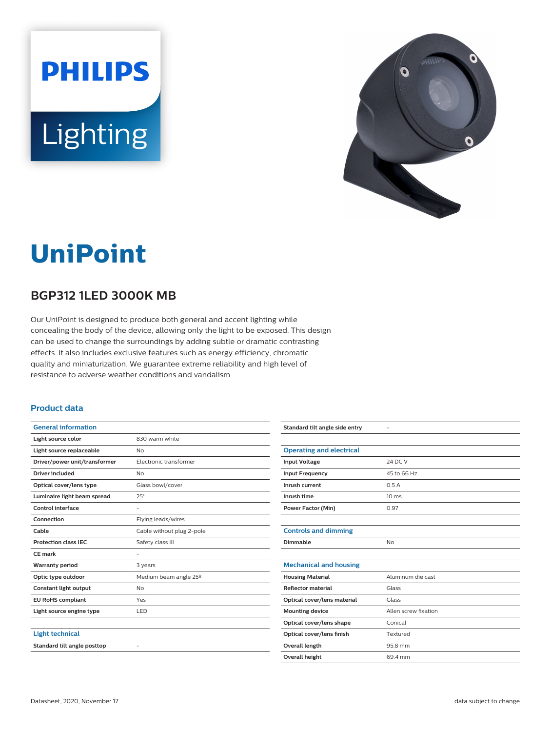PHILIPS

Lighting

# UniPoint

## BGP312 1LED 3000K MB

Our UniPoint is designed to produce both general and accent lighting while concealing the body of the device, allowing only the light to be exposed. This design can be used to change the surroundings by adding subtle or dramatic contrasting effects. It also includes exclusive features such as energy efficiency, chromatic quality and miniaturization. We guarantee extreme reliability and high level of resistance to adverse weather conditions and vandalism

### Product data

| General information | |
|---|---|
| Light source color | 830 warm white |
| Light source replaceable | No |
| Driver/power unit/transformer | Electronic transformer |
| Driver included | No |
| Optical cover/lens type | Glass bowl/cover |
| Luminaire light beam spread | 25° |
| Control interface | - |
| Connection | Flying leads/wires |
| Cable | Cable without plug 2-pole |
| Protection class IEC | Safety class III |
| CE mark | - |
| Warranty period | 3 years |
| Optic type outdoor | Medium beam angle 25º |
| Constant light output | No |
| EU RoHS compliant | Yes |
| Light source engine type | LED |

| Light technical | |
|---|---|
| Standard tilt angle posttop | - |
| Standard tilt angle side entry | - |

| Operating and electrical | |
|---|---|
| Input Voltage | 24 DC V |
| Input Frequency | 45 to 66 Hz |
| Inrush current | 0.5 A |
| Inrush time | 10 ms |
| Power Factor (Min) | 0.97 |

| Controls and dimming | |
|---|---|
| Dimmable | No |

| Mechanical and housing | |
|---|---|
| Housing Material | Aluminum die cast |
| Reflector material | Glass |
| Optical cover/lens material | Glass |
| Mounting device | Allen screw fixation |
| Optical cover/lens shape | Conical |
| Optical cover/lens finish | Textured |
| Overall length | 95.8 mm |
| Overall height | 69.4 mm |

Datasheet, 2020, November 17

data subject to change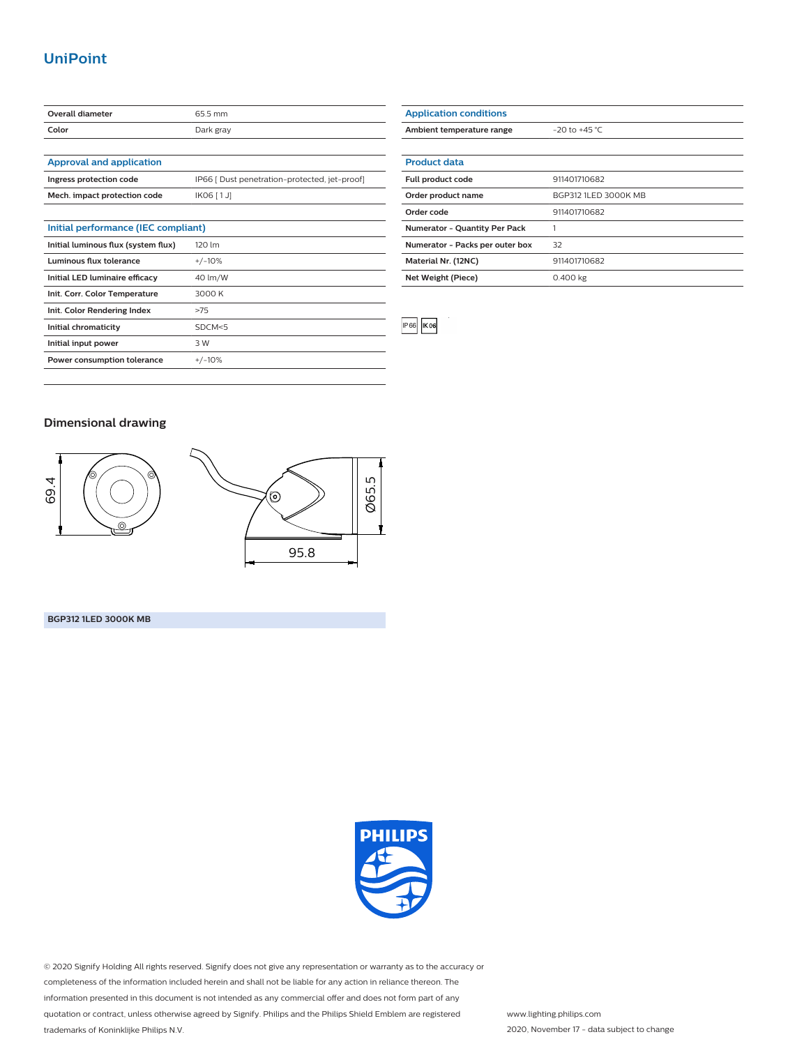## UniPoint

| | |
|---|---|
| Overall diameter | 65.5 mm |
| Color | Dark gray |

### Approval and application

| | |
|---|---|
| Ingress protection code | IP66 [ Dust penetration-protected, jet-proof] |
| Mech. impact protection code | IK06 [ 1 J] |

### Initial performance (IEC compliant)

| | |
|---|---|
| Initial luminous flux (system flux) | 120 lm |
| Luminous flux tolerance | +/-10% |
| Initial LED luminaire efficacy | 40 lm/W |
| Init. Corr. Color Temperature | 3000 K |
| Init. Color Rendering Index | >75 |
| Initial chromaticity | SDCM<5 |
| Initial input power | 3 W |
| Power consumption tolerance | +/-10% |

### Application conditions

| | |
|---|---|
| Ambient temperature range | -20 to +45 °C |

### Product data

| | |
|---|---|
| Full product code | 911401710682 |
| Order product name | BGP312 1LED 3000K MB |
| Order code | 911401710682 |
| Numerator - Quantity Per Pack | 1 |
| Numerator - Packs per outer box | 32 |
| Material Nr. (12NC) | 911401710682 |
| Net Weight (Piece) | 0.400 kg |

IP66 IK06

### Dimensional drawing

69.4

Ø65.5

95.8

**BGP312 1LED 3000K MB**

© 2020 Signify Holding All rights reserved. Signify does not give any representation or warranty as to the accuracy or completeness of the information included herein and shall not be liable for any action in reliance thereon. The information presented in this document is not intended as any commercial offer and does not form part of any quotation or contract, unless otherwise agreed by Signify. Philips and the Philips Shield Emblem are registered trademarks of Koninklijke Philips N.V.

www.lighting.philips.com

2020, November 17 - data subject to change